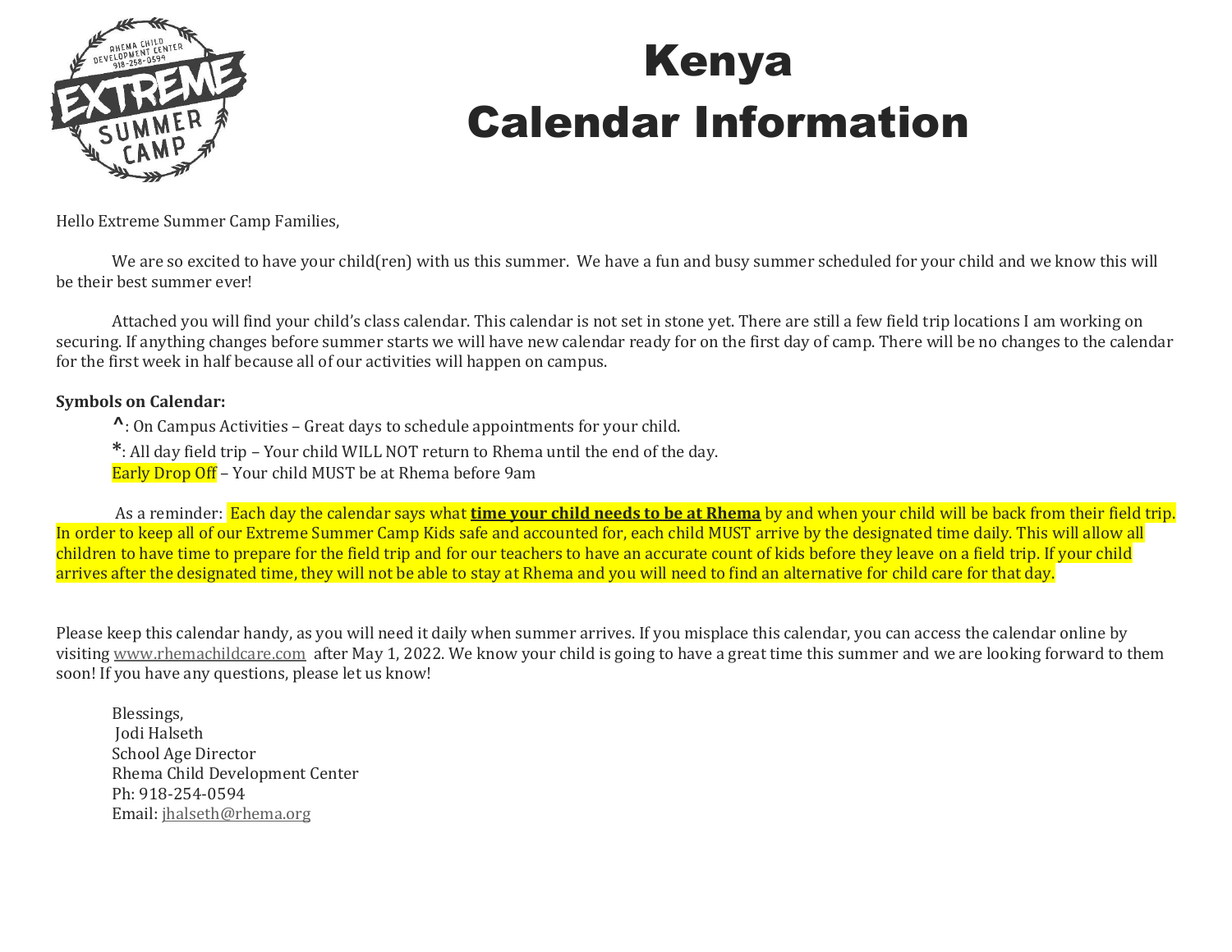# Kenya
# Calendar Information

Hello Extreme Summer Camp Families,

We are so excited to have your child(ren) with us this summer. We have a fun and busy summer scheduled for your child and we know this will be their best summer ever!

Attached you will find your child's class calendar. This calendar is not set in stone yet. There are still a few field trip locations I am working on securing. If anything changes before summer starts we will have new calendar ready for on the first day of camp. There will be no changes to the calendar for the first week in half because all of our activities will happen on campus.

**Symbols on Calendar:**

- **^**: On Campus Activities – Great days to schedule appointments for your child.
- **\***: All day field trip – Your child WILL NOT return to Rhema until the end of the day.
- <u>Early Drop Off</u> – Your child MUST be at Rhema before 9am

As a reminder: Each day the calendar says what **<u>time your child needs to be at Rhema</u>** by and when your child will be back from their field trip. In order to keep all of our Extreme Summer Camp Kids safe and accounted for, each child MUST arrive by the designated time daily. This will allow all children to have time to prepare for the field trip and for our teachers to have an accurate count of kids before they leave on a field trip. If your child arrives after the designated time, they will not be able to stay at Rhema and you will need to find an alternative for child care for that day.

Please keep this calendar handy, as you will need it daily when summer arrives. If you misplace this calendar, you can access the calendar online by visiting www.rhemachildcare.com after May 1, 2022. We know your child is going to have a great time this summer and we are looking forward to them soon! If you have any questions, please let us know!

Blessings,
Jodi Halseth
School Age Director
Rhema Child Development Center
Ph: 918-254-0594
Email: jhalseth@rhema.org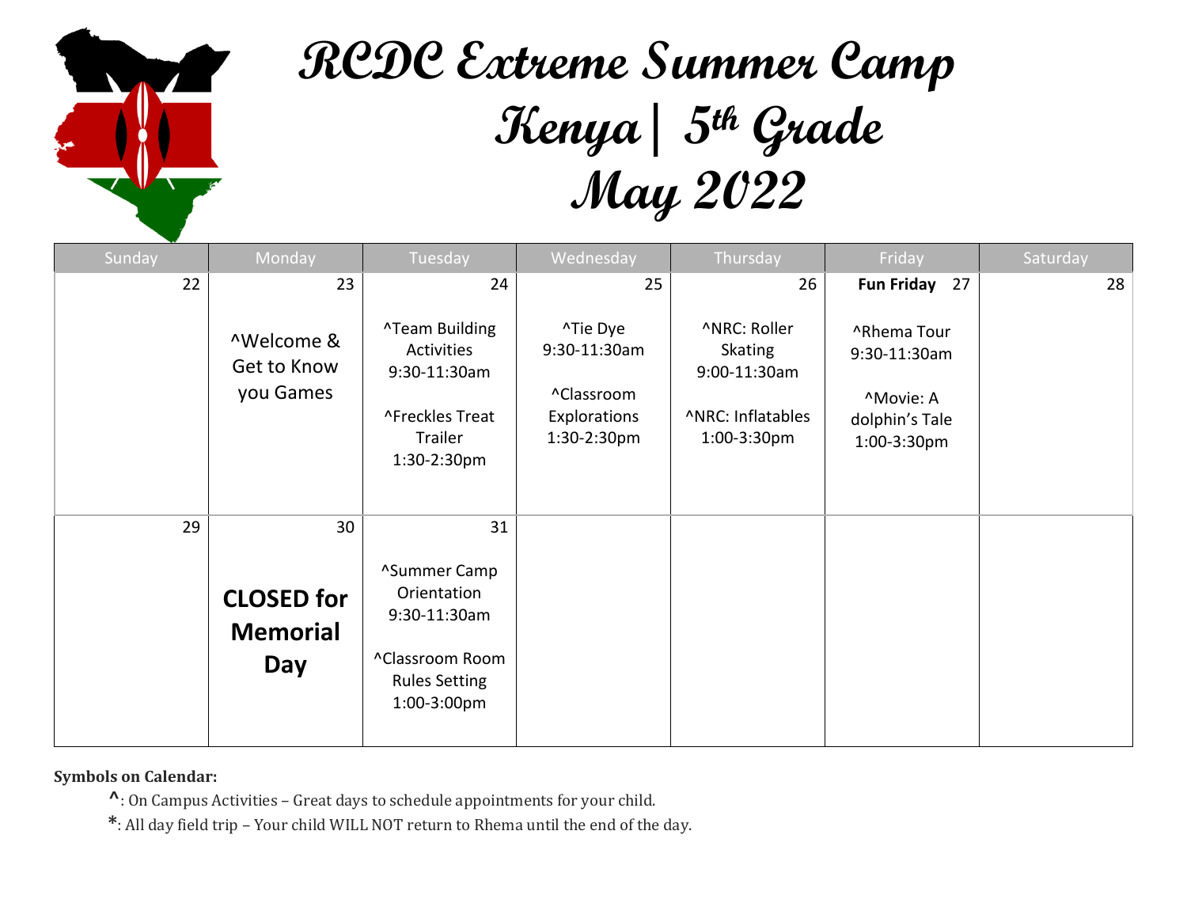# RCDC Extreme Summer Camp

# Kenya | 5th Grade

# May 2022

| Sunday | Monday | Tuesday | Wednesday | Thursday | Friday | Saturday |
|---|---|---|---|---|---|---|
| 22 | 23<br><br>^Welcome & Get to Know you Games | 24<br><br>^Team Building Activities 9:30-11:30am<br><br>^Freckles Treat Trailer 1:30-2:30pm | 25<br><br>^Tie Dye 9:30-11:30am<br><br>^Classroom Explorations 1:30-2:30pm | 26<br><br>^NRC: Roller Skating 9:00-11:30am<br><br>^NRC: Inflatables 1:00-3:30pm | **Fun Friday** 27<br><br>^Rhema Tour 9:30-11:30am<br><br>^Movie: A dolphin's Tale 1:00-3:30pm | 28 |
| 29 | 30<br><br>**CLOSED for Memorial Day** | 31<br><br>^Summer Camp Orientation 9:30-11:30am<br><br>^Classroom Room Rules Setting 1:00-3:00pm | | | | |

**Symbols on Calendar:**

^: On Campus Activities – Great days to schedule appointments for your child.

*: All day field trip – Your child WILL NOT return to Rhema until the end of the day.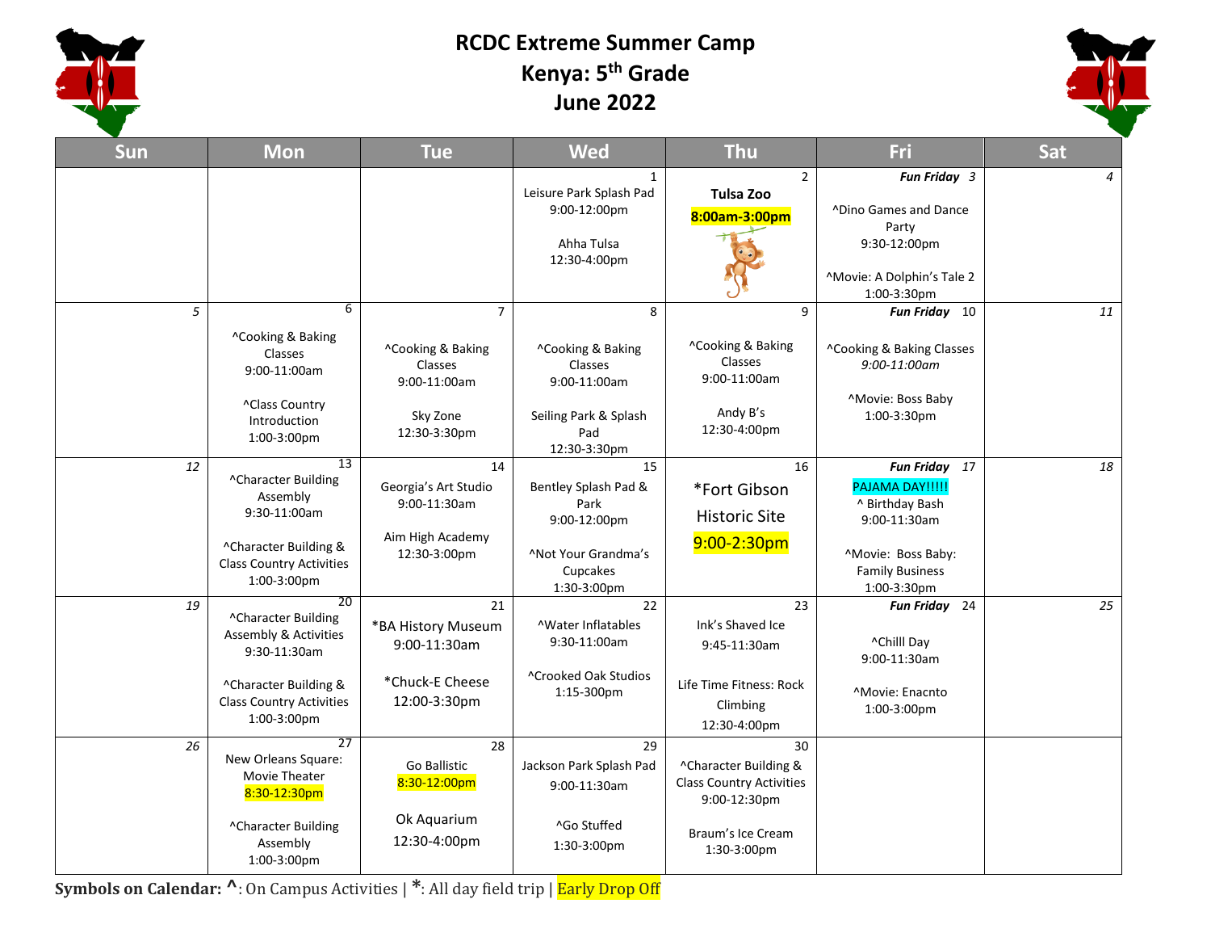# RCDC Extreme Summer Camp
## Kenya: 5th Grade
## June 2022

| Sun | Mon | Tue | Wed | Thu | Fri | Sat |
|---|---|---|---|---|---|---|
| | | | 1<br>Leisure Park Splash Pad<br>9:00-12:00pm<br><br>Ahha Tulsa<br>12:30-4:00pm | 2<br>**Tulsa Zoo**<br>**8:00am-3:00pm** | ***Fun Friday*** *3*<br><br>^Dino Games and Dance Party<br>9:30-12:00pm<br><br>^Movie: A Dolphin's Tale 2<br>1:00-3:30pm | *4* |
| *5* | 6<br>^Cooking & Baking Classes<br>9:00-11:00am<br><br>^Class Country Introduction<br>1:00-3:00pm | 7<br>^Cooking & Baking Classes<br>9:00-11:00am<br><br>Sky Zone<br>12:30-3:30pm | 8<br>^Cooking & Baking Classes<br>9:00-11:00am<br><br>Seiling Park & Splash Pad<br>12:30-3:30pm | 9<br>^Cooking & Baking Classes<br>9:00-11:00am<br><br>Andy B's<br>12:30-4:00pm | ***Fun Friday*** 10<br><br>^Cooking & Baking Classes<br>*9:00-11:00am*<br><br>^Movie: Boss Baby<br>1:00-3:30pm | *11* |
| *12* | 13<br>^Character Building Assembly<br>9:30-11:00am<br><br>^Character Building & Class Country Activities<br>1:00-3:00pm | 14<br>Georgia's Art Studio<br>9:00-11:30am<br><br>Aim High Academy<br>12:30-3:00pm | 15<br>Bentley Splash Pad & Park<br>9:00-12:00pm<br><br>^Not Your Grandma's Cupcakes<br>1:30-3:00pm | 16<br>*Fort Gibson Historic Site<br>9:00-2:30pm | ***Fun Friday*** 17<br>PAJAMA DAY!!!!!<br>^ Birthday Bash<br>9:00-11:30am<br><br>^Movie: Boss Baby: Family Business<br>1:00-3:30pm | *18* |
| *19* | 20<br>^Character Building Assembly & Activities<br>9:30-11:30am<br><br>^Character Building & Class Country Activities<br>1:00-3:00pm | 21<br>*BA History Museum<br>9:00-11:30am<br><br>*Chuck-E Cheese<br>12:00-3:30pm | 22<br>^Water Inflatables<br>9:30-11:00am<br><br>^Crooked Oak Studios<br>1:15-300pm | 23<br>Ink's Shaved Ice<br>9:45-11:30am<br><br>Life Time Fitness: Rock Climbing<br>12:30-4:00pm | ***Fun Friday*** 24<br><br>^Chilll Day<br>9:00-11:30am<br><br>^Movie: Enacnto<br>1:00-3:00pm | *25* |
| *26* | 27<br>New Orleans Square: Movie Theater<br>8:30-12:30pm<br><br>^Character Building Assembly<br>1:00-3:00pm | 28<br>Go Ballistic<br>8:30-12:00pm<br><br>Ok Aquarium<br>12:30-4:00pm | 29<br>Jackson Park Splash Pad<br>9:00-11:30am<br><br>^Go Stuffed<br>1:30-3:00pm | 30<br>^Character Building & Class Country Activities<br>9:00-12:30pm<br><br>Braum's Ice Cream<br>1:30-3:00pm | | |

**Symbols on Calendar: ^**: On Campus Activities | *****: All day field trip | Early Drop Off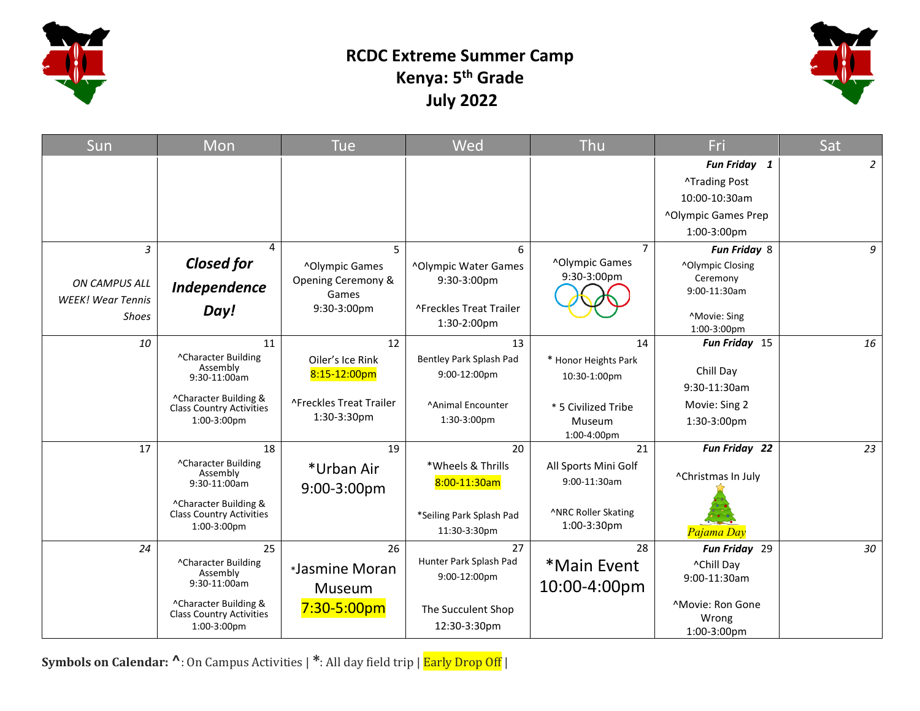# RCDC Extreme Summer Camp
# Kenya: 5th Grade
# July 2022

| Sun | Mon | Tue | Wed | Thu | Fri | Sat |
|---|---|---|---|---|---|---|
| | | | | | ***Fun Friday* 1**<br>^Trading Post<br>10:00-10:30am<br>^Olympic Games Prep<br>1:00-3:00pm | *2* |
| *3*<br>*ON CAMPUS ALL WEEK! Wear Tennis Shoes* | 4<br>***Closed for Independence Day!*** | 5<br>^Olympic Games Opening Ceremony & Games<br>9:30-3:00pm | 6<br>^Olympic Water Games<br>9:30-3:00pm<br>^Freckles Treat Trailer<br>1:30-2:00pm | 7<br>^Olympic Games<br>9:30-3:00pm | ***Fun Friday*** 8<br>^Olympic Closing Ceremony<br>9:00-11:30am<br>^Movie: Sing<br>1:00-3:00pm | *9* |
| *10* | 11<br>^Character Building Assembly<br>9:30-11:00am<br>^Character Building & Class Country Activities<br>1:00-3:00pm | 12<br>Oiler's Ice Rink<br>8:15-12:00pm | 13<br>Bentley Park Splash Pad<br>9:00-12:00pm<br>^Animal Encounter<br>1:30-3:00pm | 14<br>* Honor Heights Park<br>10:30-1:00pm<br>* 5 Civilized Tribe Museum<br>1:00-4:00pm | ***Fun Friday*** 15<br>Chill Day<br>9:30-11:30am<br>Movie: Sing 2<br>1:30-3:00pm | *16* |
| 17 | 18<br>^Character Building Assembly<br>9:30-11:00am<br>^Character Building & Class Country Activities<br>1:00-3:00pm | 19<br>*Urban Air<br>9:00-3:00pm | 20<br>*Wheels & Thrills<br>8:00-11:30am<br>*Seiling Park Splash Pad<br>11:30-3:30pm | 21<br>All Sports Mini Golf<br>9:00-11:30am<br>^NRC Roller Skating<br>1:00-3:30pm | ***Fun Friday 22***<br>^Christmas In July<br>*Pajama Day* | *23* |
| *24* | 25<br>^Character Building Assembly<br>9:30-11:00am<br>^Character Building & Class Country Activities<br>1:00-3:00pm | 26<br>*Jasmine Moran Museum<br>7:30-5:00pm | 27<br>Hunter Park Splash Pad<br>9:00-12:00pm<br>The Succulent Shop<br>12:30-3:30pm | 28<br>*Main Event<br>10:00-4:00pm | ***Fun Friday*** 29<br>^Chill Day<br>9:00-11:30am<br>^Movie: Ron Gone Wrong<br>1:00-3:00pm | *30* |

**Symbols on Calendar: ^**: On Campus Activities | *****: All day field trip | Early Drop Off |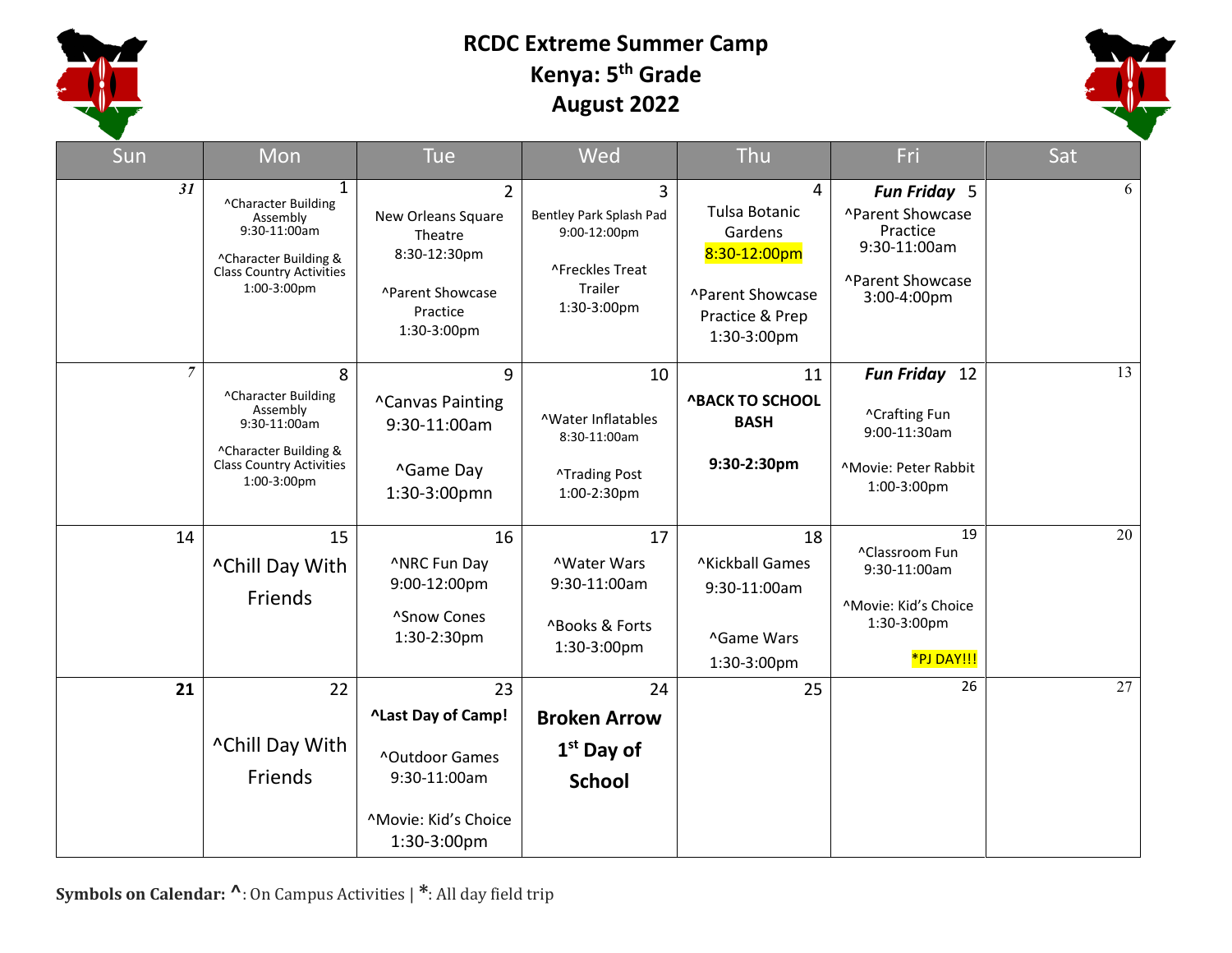# RCDC Extreme Summer Camp
# Kenya: 5th Grade
# August 2022

| Sun | Mon | Tue | Wed | Thu | Fri | Sat |
|---|---|---|---|---|---|---|
| 31 | 1<br>^Character Building Assembly<br>9:30-11:00am<br>^Character Building & Class Country Activities<br>1:00-3:00pm | 2<br>New Orleans Square Theatre<br>8:30-12:30pm<br>^Parent Showcase Practice<br>1:30-3:00pm | 3<br>Bentley Park Splash Pad<br>9:00-12:00pm<br>^Freckles Treat Trailer<br>1:30-3:00pm | 4<br>Tulsa Botanic Gardens<br>8:30-12:00pm<br>^Parent Showcase Practice & Prep<br>1:30-3:00pm | ***Fun Friday*** 5<br>^Parent Showcase Practice<br>9:30-11:00am<br>^Parent Showcase<br>3:00-4:00pm | 6 |
| 7 | 8<br>^Character Building Assembly<br>9:30-11:00am<br>^Character Building & Class Country Activities<br>1:00-3:00pm | 9<br>^Canvas Painting<br>9:30-11:00am<br>^Game Day<br>1:30-3:00pmn | 10<br>^Water Inflatables<br>8:30-11:00am<br>^Trading Post<br>1:00-2:30pm | 11<br>**^BACK TO SCHOOL BASH**<br>**9:30-2:30pm** | ***Fun Friday*** 12<br>^Crafting Fun<br>9:00-11:30am<br>^Movie: Peter Rabbit<br>1:00-3:00pm | 13 |
| 14 | 15<br>^Chill Day With Friends | 16<br>^NRC Fun Day<br>9:00-12:00pm<br>^Snow Cones<br>1:30-2:30pm | 17<br>^Water Wars<br>9:30-11:00am<br>^Books & Forts<br>1:30-3:00pm | 18<br>^Kickball Games<br>9:30-11:00am<br>^Game Wars<br>1:30-3:00pm | 19<br>^Classroom Fun<br>9:30-11:00am<br>^Movie: Kid's Choice<br>1:30-3:00pm<br>*PJ DAY!!! | 20 |
| **21** | 22<br>^Chill Day With Friends | 23<br>**^Last Day of Camp!**<br>^Outdoor Games<br>9:30-11:00am<br>^Movie: Kid's Choice<br>1:30-3:00pm | 24<br>**Broken Arrow 1st Day of School** | 25 | 26 | 27 |

**Symbols on Calendar: ^**: On Campus Activities | *****: All day field trip